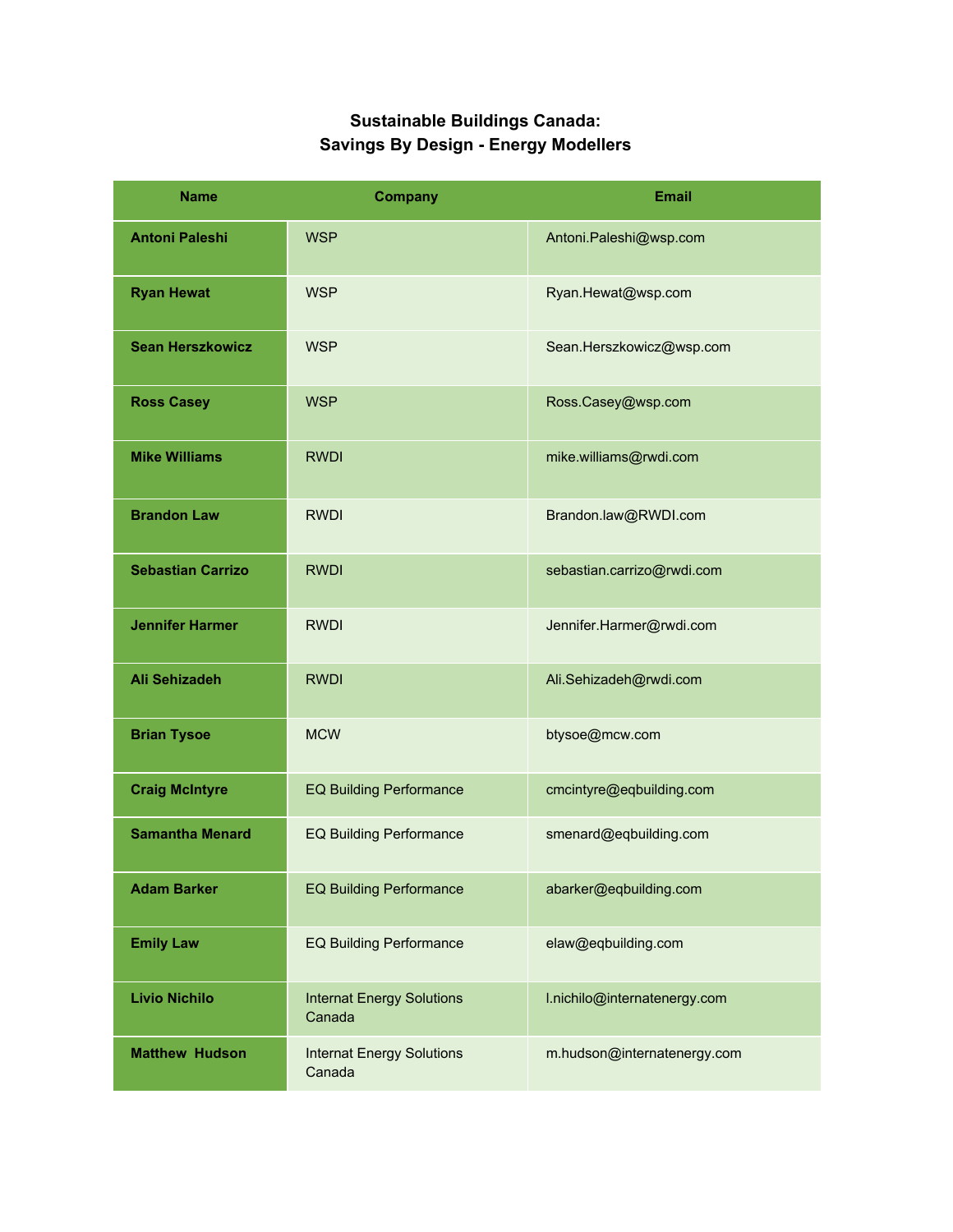# Sustainable Buildings Canada:
# Savings By Design - Energy Modellers

| Name | Company | Email |
|---|---|---|
| **Antoni Paleshi** | WSP | Antoni.Paleshi@wsp.com |
| **Ryan Hewat** | WSP | Ryan.Hewat@wsp.com |
| **Sean Herszkowicz** | WSP | Sean.Herszkowicz@wsp.com |
| **Ross Casey** | WSP | Ross.Casey@wsp.com |
| **Mike Williams** | RWDI | mike.williams@rwdi.com |
| **Brandon Law** | RWDI | Brandon.law@RWDI.com |
| **Sebastian Carrizo** | RWDI | sebastian.carrizo@rwdi.com |
| **Jennifer Harmer** | RWDI | Jennifer.Harmer@rwdi.com |
| **Ali Sehizadeh** | RWDI | Ali.Sehizadeh@rwdi.com |
| **Brian Tysoe** | MCW | btysoe@mcw.com |
| **Craig McIntyre** | EQ Building Performance | cmcintyre@eqbuilding.com |
| **Samantha Menard** | EQ Building Performance | smenard@eqbuilding.com |
| **Adam Barker** | EQ Building Performance | abarker@eqbuilding.com |
| **Emily Law** | EQ Building Performance | elaw@eqbuilding.com |
| **Livio Nichilo** | Internat Energy Solutions Canada | l.nichilo@internatenergy.com |
| **Matthew Hudson** | Internat Energy Solutions Canada | m.hudson@internatenergy.com |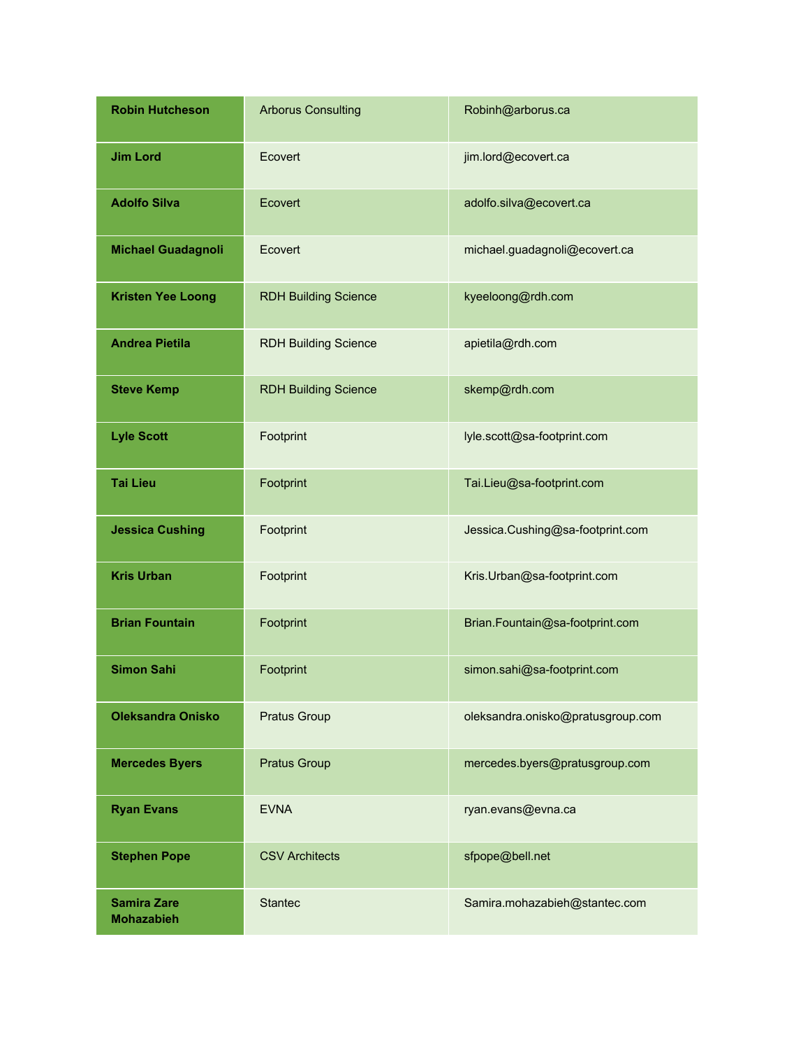| | | |
|---|---|---|
| **Robin Hutcheson** | Arborus Consulting | Robinh@arborus.ca |
| **Jim Lord** | Ecovert | jim.lord@ecovert.ca |
| **Adolfo Silva** | Ecovert | adolfo.silva@ecovert.ca |
| **Michael Guadagnoli** | Ecovert | michael.guadagnoli@ecovert.ca |
| **Kristen Yee Loong** | RDH Building Science | kyeeloong@rdh.com |
| **Andrea Pietila** | RDH Building Science | apietila@rdh.com |
| **Steve Kemp** | RDH Building Science | skemp@rdh.com |
| **Lyle Scott** | Footprint | lyle.scott@sa-footprint.com |
| **Tai Lieu** | Footprint | Tai.Lieu@sa-footprint.com |
| **Jessica Cushing** | Footprint | Jessica.Cushing@sa-footprint.com |
| **Kris Urban** | Footprint | Kris.Urban@sa-footprint.com |
| **Brian Fountain** | Footprint | Brian.Fountain@sa-footprint.com |
| **Simon Sahi** | Footprint | simon.sahi@sa-footprint.com |
| **Oleksandra Onisko** | Pratus Group | oleksandra.onisko@pratusgroup.com |
| **Mercedes Byers** | Pratus Group | mercedes.byers@pratusgroup.com |
| **Ryan Evans** | EVNA | ryan.evans@evna.ca |
| **Stephen Pope** | CSV Architects | sfpope@bell.net |
| **Samira Zare Mohazabieh** | Stantec | Samira.mohazabieh@stantec.com |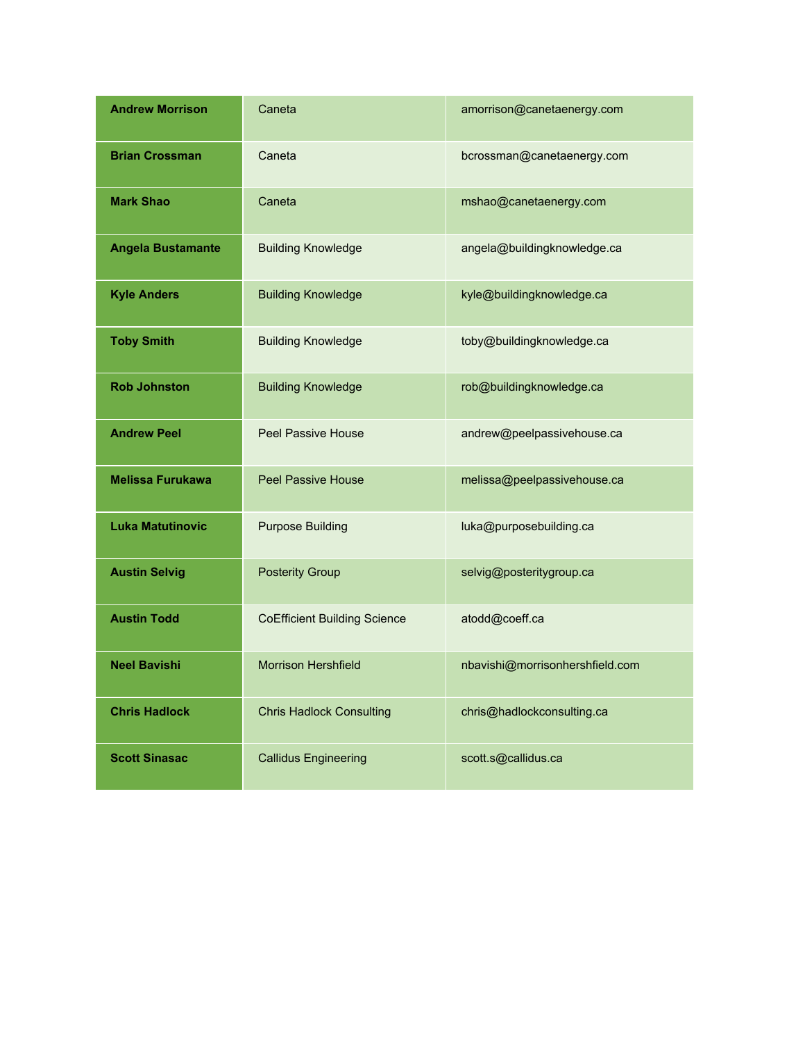| | | |
|---|---|---|
| **Andrew Morrison** | Caneta | amorrison@canetaenergy.com |
| **Brian Crossman** | Caneta | bcrossman@canetaenergy.com |
| **Mark Shao** | Caneta | mshao@canetaenergy.com |
| **Angela Bustamante** | Building Knowledge | angela@buildingknowledge.ca |
| **Kyle Anders** | Building Knowledge | kyle@buildingknowledge.ca |
| **Toby Smith** | Building Knowledge | toby@buildingknowledge.ca |
| **Rob Johnston** | Building Knowledge | rob@buildingknowledge.ca |
| **Andrew Peel** | Peel Passive House | andrew@peelpassivehouse.ca |
| **Melissa Furukawa** | Peel Passive House | melissa@peelpassivehouse.ca |
| **Luka Matutinovic** | Purpose Building | luka@purposebuilding.ca |
| **Austin Selvig** | Posterity Group | selvig@posteritygroup.ca |
| **Austin Todd** | CoEfficient Building Science | atodd@coeff.ca |
| **Neel Bavishi** | Morrison Hershfield | nbavishi@morrisonhershfield.com |
| **Chris Hadlock** | Chris Hadlock Consulting | chris@hadlockconsulting.ca |
| **Scott Sinasac** | Callidus Engineering | scott.s@callidus.ca |